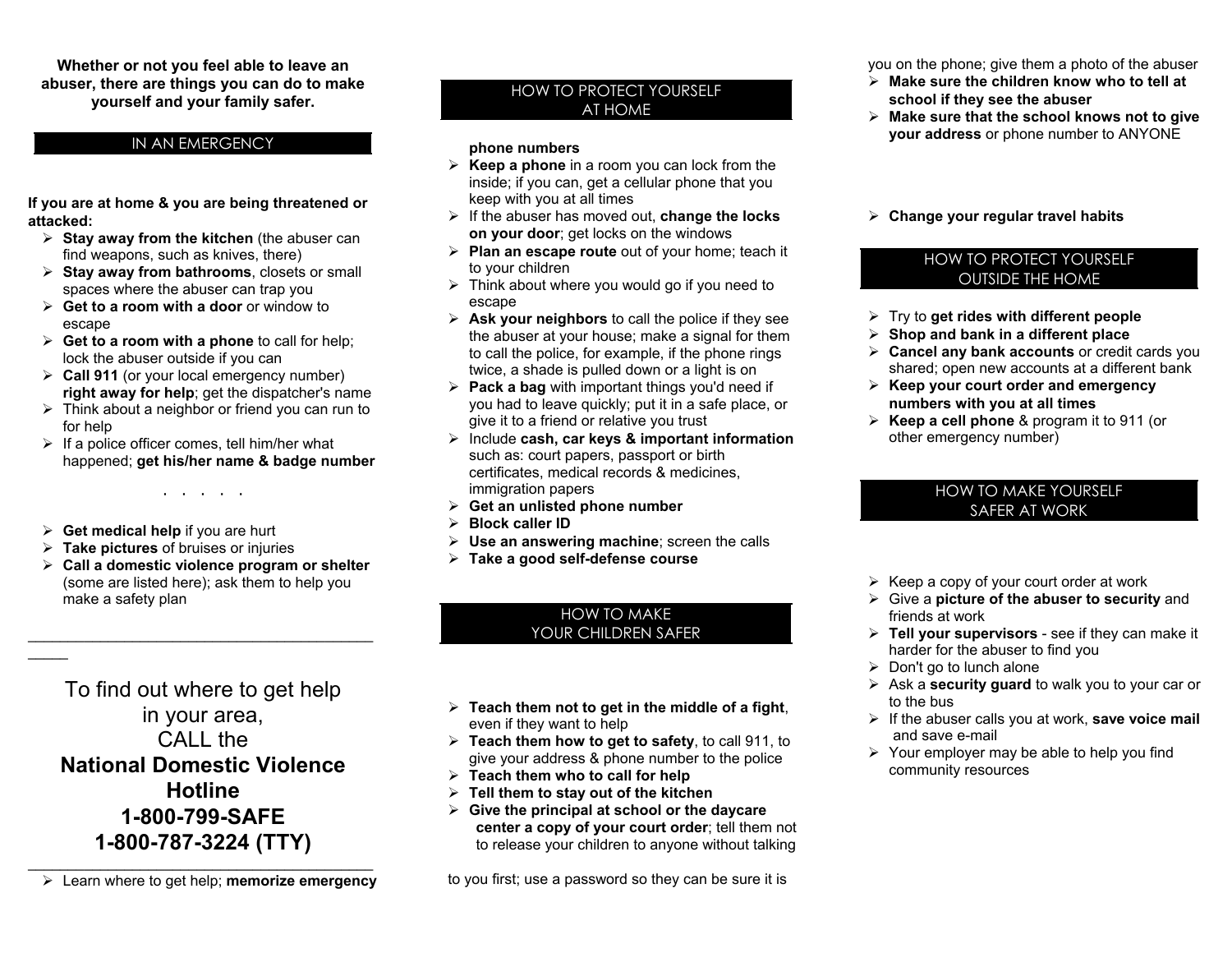**Whether or not you feel able to leave an abuser, there are things you can do to make yourself and your family safer.**

## IN AN EMERGENCY

**If you are at home & you are being threatened or attacked:**

- **Stay away from the kitchen** (the abuser can find weapons, such as knives, there)
- **Stay away from bathrooms**, closets or small spaces where the abuser can trap you
- **Get to a room with a door** or window to escape
- **Get to a room with a phone** to call for help; lock the abuser outside if you can
- **Call 911** (or your local emergency number) **right away for help**; get the dispatcher's name
- Think about a neighbor or friend you can run to for help
- If a police officer comes, tell him/her what happened; **get his/her name & badge number**

. . . . .

- **Get medical help** if you are hurt
- **Take pictures** of bruises or injuries
- **Call a domestic violence program or shelter** (some are listed here); ask them to help you make a safety plan

---

To find out where to get help in your area, CALL the

**National Domestic Violence Hotline**
**1-800-799-SAFE**
**1-800-787-3224 (TTY)**

---

## HOW TO PROTECT YOURSELF AT HOME

- Learn where to get help; **memorize emergency phone numbers**
- **Keep a phone** in a room you can lock from the inside; if you can, get a cellular phone that you keep with you at all times
- If the abuser has moved out, **change the locks on your door**; get locks on the windows
- **Plan an escape route** out of your home; teach it to your children
- Think about where you would go if you need to escape
- **Ask your neighbors** to call the police if they see the abuser at your house; make a signal for them to call the police, for example, if the phone rings twice, a shade is pulled down or a light is on
- **Pack a bag** with important things you'd need if you had to leave quickly; put it in a safe place, or give it to a friend or relative you trust
- Include **cash, car keys & important information** such as: court papers, passport or birth certificates, medical records & medicines, immigration papers
- **Get an unlisted phone number**
- **Block caller ID**
- **Use an answering machine**; screen the calls
- **Take a good self-defense course**

## HOW TO MAKE YOUR CHILDREN SAFER

- **Teach them not to get in the middle of a fight**, even if they want to help
- **Teach them how to get to safety**, to call 911, to give your address & phone number to the police
- **Teach them who to call for help**
- **Tell them to stay out of the kitchen**
- **Give the principal at school or the daycare center a copy of your court order**; tell them not to release your children to anyone without talking to you first; use a password so they can be sure it is you on the phone; give them a photo of the abuser
- **Make sure the children know who to tell at school if they see the abuser**
- **Make sure that the school knows not to give your address** or phone number to ANYONE

- **Change your regular travel habits**

## HOW TO PROTECT YOURSELF OUTSIDE THE HOME

- Try to **get rides with different people**
- **Shop and bank in a different place**
- **Cancel any bank accounts** or credit cards you shared; open new accounts at a different bank
- **Keep your court order and emergency numbers with you at all times**
- **Keep a cell phone** & program it to 911 (or other emergency number)

## HOW TO MAKE YOURSELF SAFER AT WORK

- Keep a copy of your court order at work
- Give a **picture of the abuser to security** and friends at work
- **Tell your supervisors** - see if they can make it harder for the abuser to find you
- Don't go to lunch alone
- Ask a **security guard** to walk you to your car or to the bus
- If the abuser calls you at work, **save voice mail** and save e-mail
- Your employer may be able to help you find community resources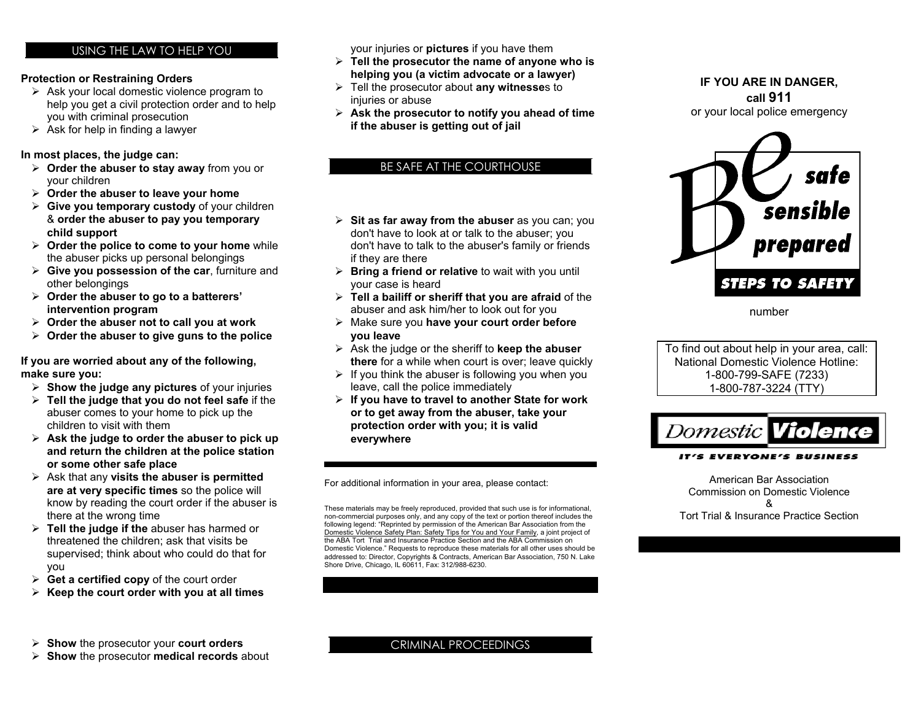## USING THE LAW TO HELP YOU

**Protection or Restraining Orders**

- Ask your local domestic violence program to help you get a civil protection order and to help you with criminal prosecution
- Ask for help in finding a lawyer

**In most places, the judge can:**

- **Order the abuser to stay away** from you or your children
- **Order the abuser to leave your home**
- **Give you temporary custody** of your children & **order the abuser to pay you temporary child support**
- **Order the police to come to your home** while the abuser picks up personal belongings
- **Give you possession of the car**, furniture and other belongings
- **Order the abuser to go to a batterers' intervention program**
- **Order the abuser not to call you at work**
- **Order the abuser to give guns to the police**

**If you are worried about any of the following, make sure you:**

- **Show the judge any pictures** of your injuries
- **Tell the judge that you do not feel safe** if the abuser comes to your home to pick up the children to visit with them
- **Ask the judge to order the abuser to pick up and return the children at the police station or some other safe place**
- Ask that any **visits the abuser is permitted are at very specific times** so the police will know by reading the court order if the abuser is there at the wrong time
- **Tell the judge if the** abuser has harmed or threatened the children; ask that visits be supervised; think about who could do that for you
- **Get a certified copy** of the court order
- **Keep the court order with you at all times**

## CRIMINAL PROCEEDINGS

- **Show** the prosecutor your **court orders**
- **Show** the prosecutor **medical records** about your injuries or **pictures** if you have them
- **Tell the prosecutor the name of anyone who is helping you (a victim advocate or a lawyer)**
- Tell the prosecutor about **any witnesse**s to injuries or abuse
- **Ask the prosecutor to notify you ahead of time if the abuser is getting out of jail**

## BE SAFE AT THE COURTHOUSE

- **Sit as far away from the abuser** as you can; you don't have to look at or talk to the abuser; you don't have to talk to the abuser's family or friends if they are there
- **Bring a friend or relative** to wait with you until your case is heard
- **Tell a bailiff or sheriff that you are afraid** of the abuser and ask him/her to look out for you
- Make sure you **have your court order before you leave**
- Ask the judge or the sheriff to **keep the abuser there** for a while when court is over; leave quickly
- If you think the abuser is following you when you leave, call the police immediately
- **If you have to travel to another State for work or to get away from the abuser, take your protection order with you; it is valid everywhere**

For additional information in your area, please contact:

These materials may be freely reproduced, provided that such use is for informational, non-commercial purposes only, and any copy of the text or portion thereof includes the following legend: "Reprinted by permission of the American Bar Association from the Domestic Violence Safety Plan: Safety Tips for You and Your Family, a joint project of the ABA Tort Trial and Insurance Practice Section and the ABA Commission on Domestic Violence." Requests to reproduce these materials for all other uses should be addressed to: Director, Copyrights & Contracts, American Bar Association, 750 N. Lake Shore Drive, Chicago, IL 60611, Fax: 312/988-6230.

**IF YOU ARE IN DANGER, call 911**
or your local police emergency number

**Be safe, sensible, prepared**

**STEPS TO SAFETY**

To find out about help in your area, call:
National Domestic Violence Hotline:
1-800-799-SAFE (7233)
1-800-787-3224 (TTY)

**Domestic Violence**

**IT'S EVERYONE'S BUSINESS**

American Bar Association
Commission on Domestic Violence
&
Tort Trial & Insurance Practice Section